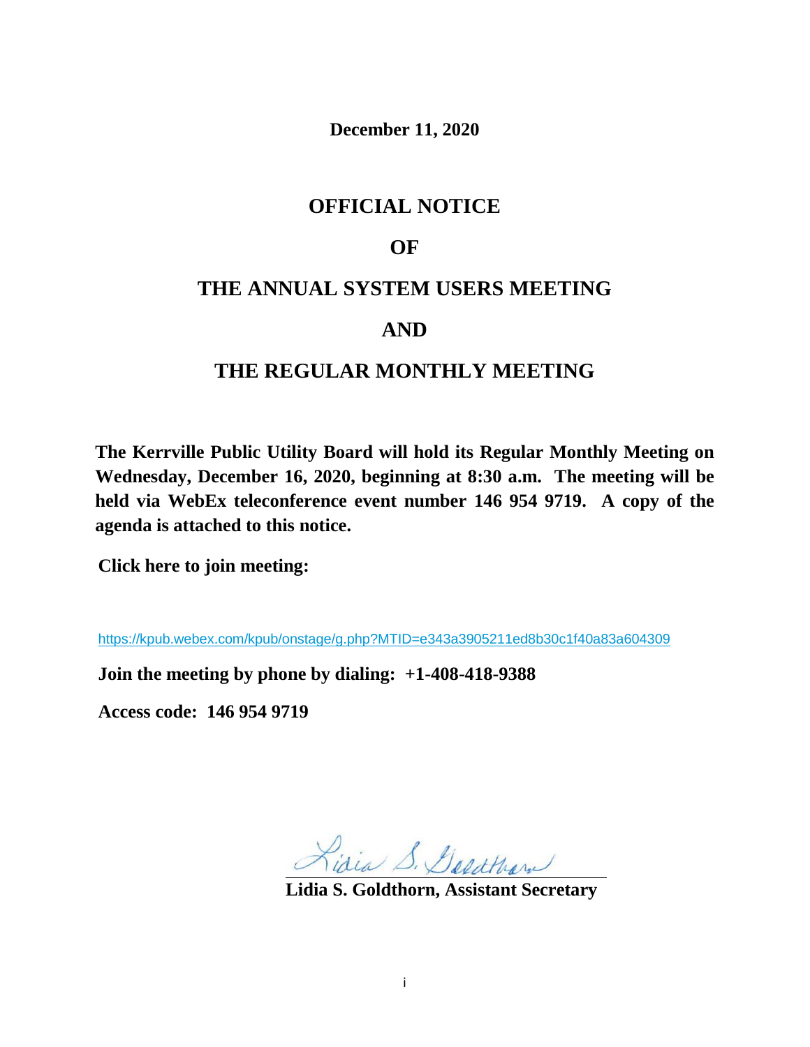**December 11, 2020**

# OFFICIAL NOTICE

# OF

# THE ANNUAL SYSTEM USERS MEETING

# AND

# THE REGULAR MONTHLY MEETING

**The Kerrville Public Utility Board will hold its Regular Monthly Meeting on Wednesday, December 16, 2020, beginning at 8:30 a.m. The meeting will be held via WebEx teleconference event number 146 954 9719. A copy of the agenda is attached to this notice.**

**Click here to join meeting:**

https://kpub.webex.com/kpub/onstage/g.php?MTID=e343a3905211ed8b30c1f40a83a604309

**Join the meeting by phone by dialing: +1-408-418-9388**

**Access code: 146 954 9719**

Lidia S. Goldthorn

**Lidia S. Goldthorn, Assistant Secretary**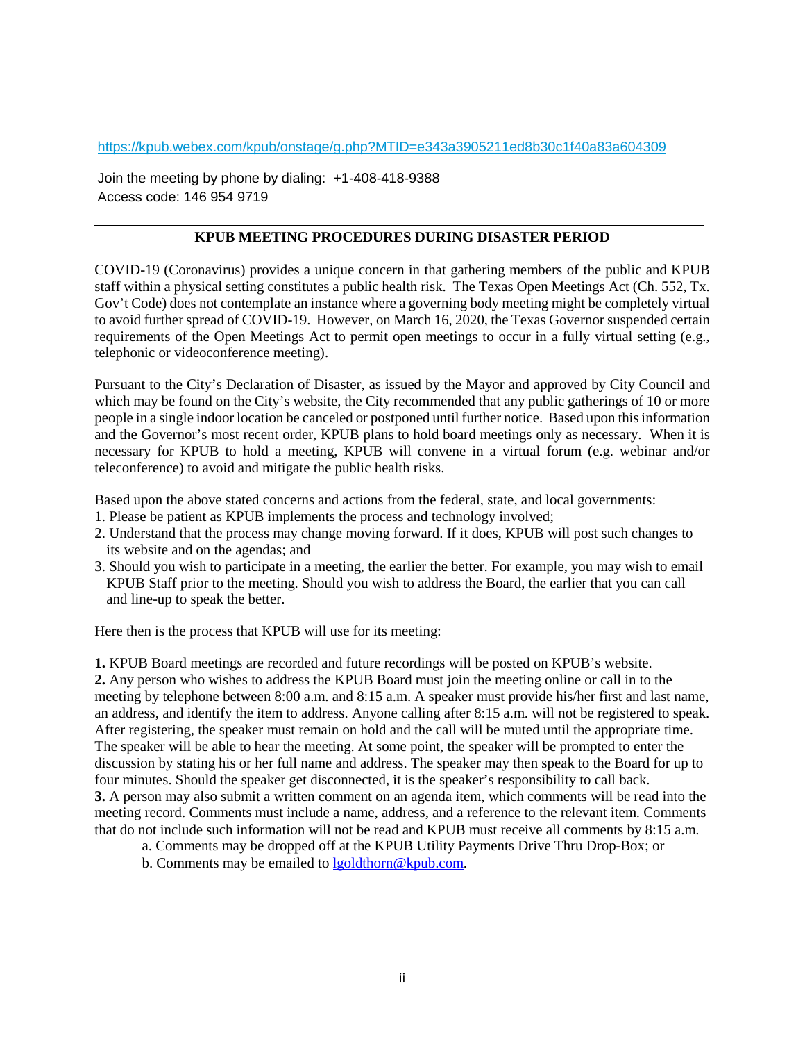https://kpub.webex.com/kpub/onstage/g.php?MTID=e343a3905211ed8b30c1f40a83a604309

Join the meeting by phone by dialing: +1-408-418-9388
Access code: 146 954 9719

---

**KPUB MEETING PROCEDURES DURING DISASTER PERIOD**

COVID-19 (Coronavirus) provides a unique concern in that gathering members of the public and KPUB staff within a physical setting constitutes a public health risk. The Texas Open Meetings Act (Ch. 552, Tx. Gov't Code) does not contemplate an instance where a governing body meeting might be completely virtual to avoid further spread of COVID-19. However, on March 16, 2020, the Texas Governor suspended certain requirements of the Open Meetings Act to permit open meetings to occur in a fully virtual setting (e.g., telephonic or videoconference meeting).

Pursuant to the City's Declaration of Disaster, as issued by the Mayor and approved by City Council and which may be found on the City's website, the City recommended that any public gatherings of 10 or more people in a single indoor location be canceled or postponed until further notice. Based upon this information and the Governor's most recent order, KPUB plans to hold board meetings only as necessary. When it is necessary for KPUB to hold a meeting, KPUB will convene in a virtual forum (e.g. webinar and/or teleconference) to avoid and mitigate the public health risks.

Based upon the above stated concerns and actions from the federal, state, and local governments:

1. Please be patient as KPUB implements the process and technology involved;
2. Understand that the process may change moving forward. If it does, KPUB will post such changes to its website and on the agendas; and
3. Should you wish to participate in a meeting, the earlier the better. For example, you may wish to email KPUB Staff prior to the meeting. Should you wish to address the Board, the earlier that you can call and line-up to speak the better.

Here then is the process that KPUB will use for its meeting:

**1.** KPUB Board meetings are recorded and future recordings will be posted on KPUB's website.
**2.** Any person who wishes to address the KPUB Board must join the meeting online or call in to the meeting by telephone between 8:00 a.m. and 8:15 a.m. A speaker must provide his/her first and last name, an address, and identify the item to address. Anyone calling after 8:15 a.m. will not be registered to speak. After registering, the speaker must remain on hold and the call will be muted until the appropriate time. The speaker will be able to hear the meeting. At some point, the speaker will be prompted to enter the discussion by stating his or her full name and address. The speaker may then speak to the Board for up to four minutes. Should the speaker get disconnected, it is the speaker's responsibility to call back.
**3.** A person may also submit a written comment on an agenda item, which comments will be read into the meeting record. Comments must include a name, address, and a reference to the relevant item. Comments that do not include such information will not be read and KPUB must receive all comments by 8:15 a.m.

a. Comments may be dropped off at the KPUB Utility Payments Drive Thru Drop-Box; or
b. Comments may be emailed to lgoldthorn@kpub.com.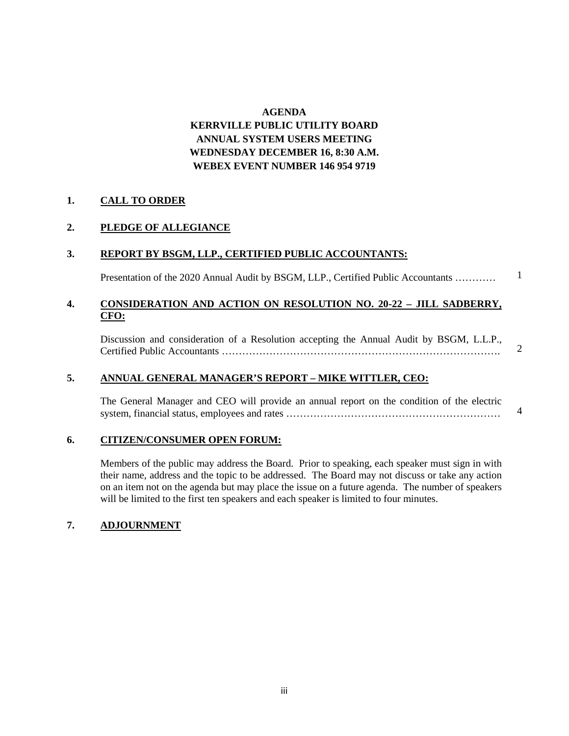**AGENDA**
**KERRVILLE PUBLIC UTILITY BOARD**
**ANNUAL SYSTEM USERS MEETING**
**WEDNESDAY DECEMBER 16, 8:30 A.M.**
**WEBEX EVENT NUMBER 146 954 9719**

**1. CALL TO ORDER**

**2. PLEDGE OF ALLEGIANCE**

**3. REPORT BY BSGM, LLP., CERTIFIED PUBLIC ACCOUNTANTS:**

Presentation of the 2020 Annual Audit by BSGM, LLP., Certified Public Accountants ………… 1

**4. CONSIDERATION AND ACTION ON RESOLUTION NO. 20-22 – JILL SADBERRY, CFO:**

Discussion and consideration of a Resolution accepting the Annual Audit by BSGM, L.L.P., Certified Public Accountants ……………………………………………………………………. 2

**5. ANNUAL GENERAL MANAGER'S REPORT – MIKE WITTLER, CEO:**

The General Manager and CEO will provide an annual report on the condition of the electric system, financial status, employees and rates ……………………………………………………… 4

**6. CITIZEN/CONSUMER OPEN FORUM:**

Members of the public may address the Board. Prior to speaking, each speaker must sign in with their name, address and the topic to be addressed. The Board may not discuss or take any action on an item not on the agenda but may place the issue on a future agenda. The number of speakers will be limited to the first ten speakers and each speaker is limited to four minutes.

**7. ADJOURNMENT**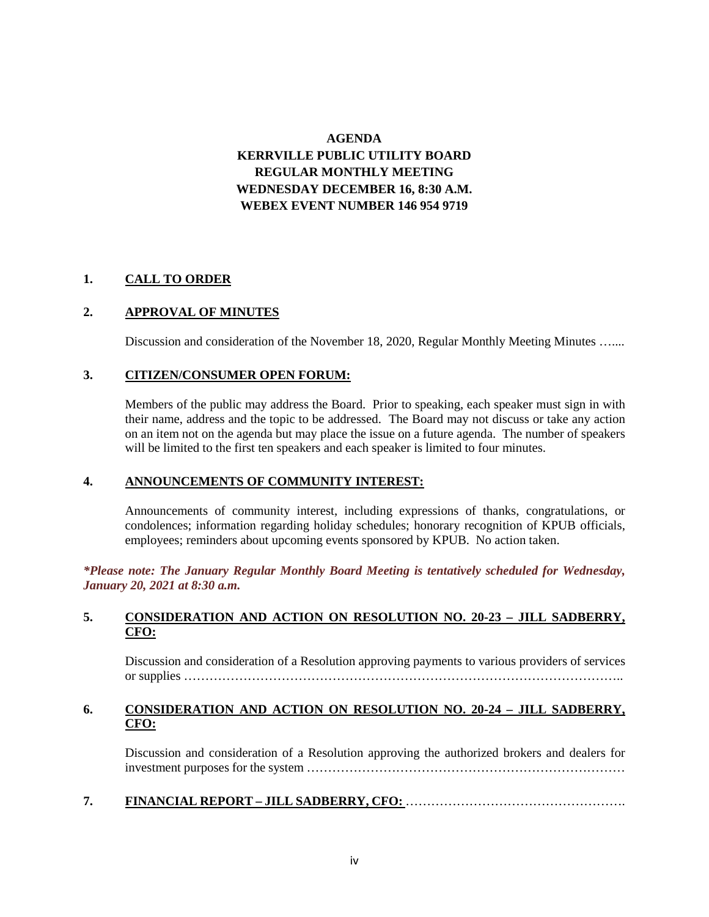**AGENDA**
**KERRVILLE PUBLIC UTILITY BOARD**
**REGULAR MONTHLY MEETING**
**WEDNESDAY DECEMBER 16, 8:30 A.M.**
**WEBEX EVENT NUMBER 146 954 9719**

**1. CALL TO ORDER**

**2. APPROVAL OF MINUTES**

Discussion and consideration of the November 18, 2020, Regular Monthly Meeting Minutes …....

**3. CITIZEN/CONSUMER OPEN FORUM:**

Members of the public may address the Board. Prior to speaking, each speaker must sign in with their name, address and the topic to be addressed. The Board may not discuss or take any action on an item not on the agenda but may place the issue on a future agenda. The number of speakers will be limited to the first ten speakers and each speaker is limited to four minutes.

**4. ANNOUNCEMENTS OF COMMUNITY INTEREST:**

Announcements of community interest, including expressions of thanks, congratulations, or condolences; information regarding holiday schedules; honorary recognition of KPUB officials, employees; reminders about upcoming events sponsored by KPUB. No action taken.

***\*Please note: The January Regular Monthly Board Meeting is tentatively scheduled for Wednesday, January 20, 2021 at 8:30 a.m.***

**5. CONSIDERATION AND ACTION ON RESOLUTION NO. 20-23 – JILL SADBERRY, CFO:**

Discussion and consideration of a Resolution approving payments to various providers of services or supplies ………………………………………………………………………………………..

**6. CONSIDERATION AND ACTION ON RESOLUTION NO. 20-24 – JILL SADBERRY, CFO:**

Discussion and consideration of a Resolution approving the authorized brokers and dealers for investment purposes for the system …………………………………………………………………

**7. FINANCIAL REPORT – JILL SADBERRY, CFO:** …………………………………………….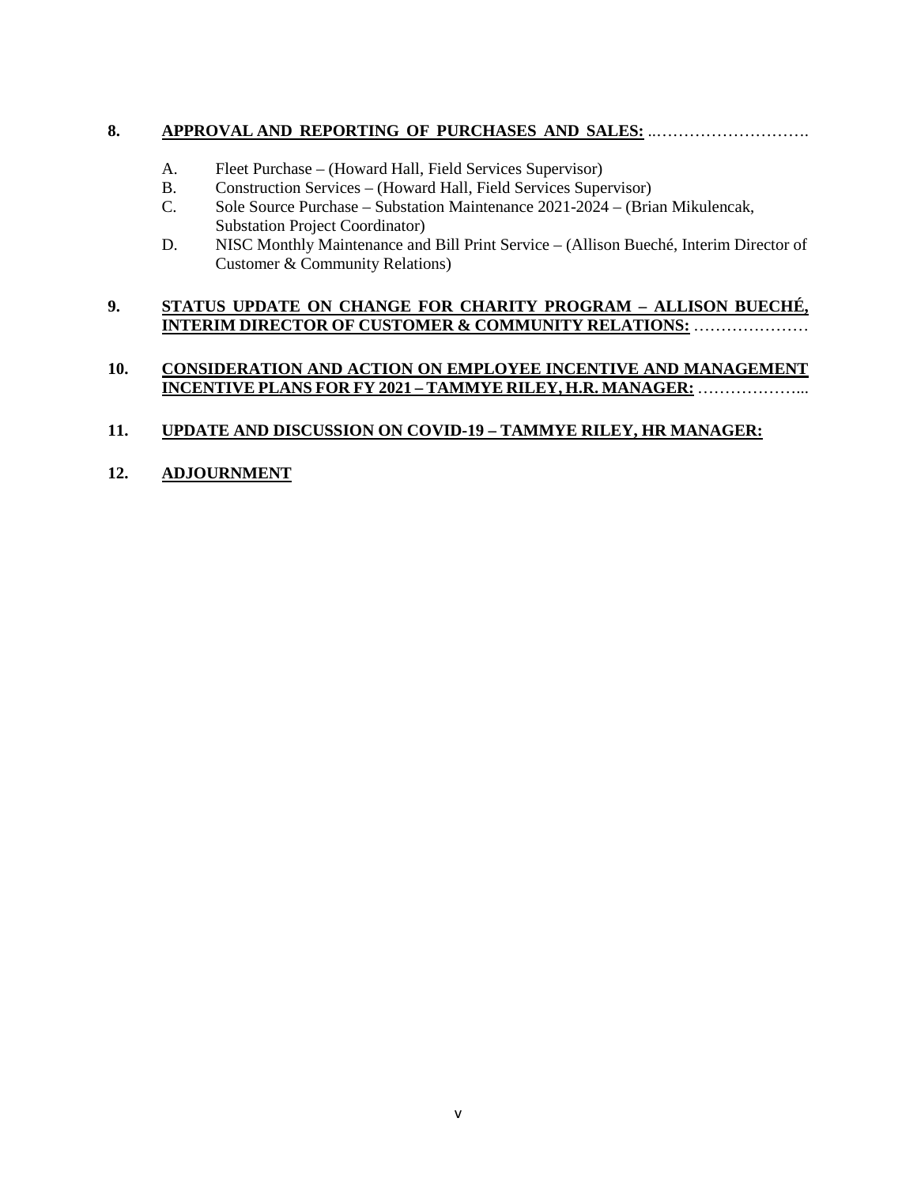**8. <u>APPROVAL AND REPORTING OF PURCHASES AND SALES:</u>** ..……………………….

A. Fleet Purchase – (Howard Hall, Field Services Supervisor)

B. Construction Services – (Howard Hall, Field Services Supervisor)

C. Sole Source Purchase – Substation Maintenance 2021-2024 – (Brian Mikulencak, Substation Project Coordinator)

D. NISC Monthly Maintenance and Bill Print Service – (Allison Bueché, Interim Director of Customer & Community Relations)

**9. <u>STATUS UPDATE ON CHANGE FOR CHARITY PROGRAM – ALLISON BUECHÉ, INTERIM DIRECTOR OF CUSTOMER & COMMUNITY RELATIONS:</u>** …………………

**10. <u>CONSIDERATION AND ACTION ON EMPLOYEE INCENTIVE AND MANAGEMENT INCENTIVE PLANS FOR FY 2021 – TAMMYE RILEY, H.R. MANAGER:</u>** ………………...

**11. <u>UPDATE AND DISCUSSION ON COVID-19 – TAMMYE RILEY, HR MANAGER:</u>**

**12. <u>ADJOURNMENT</u>**